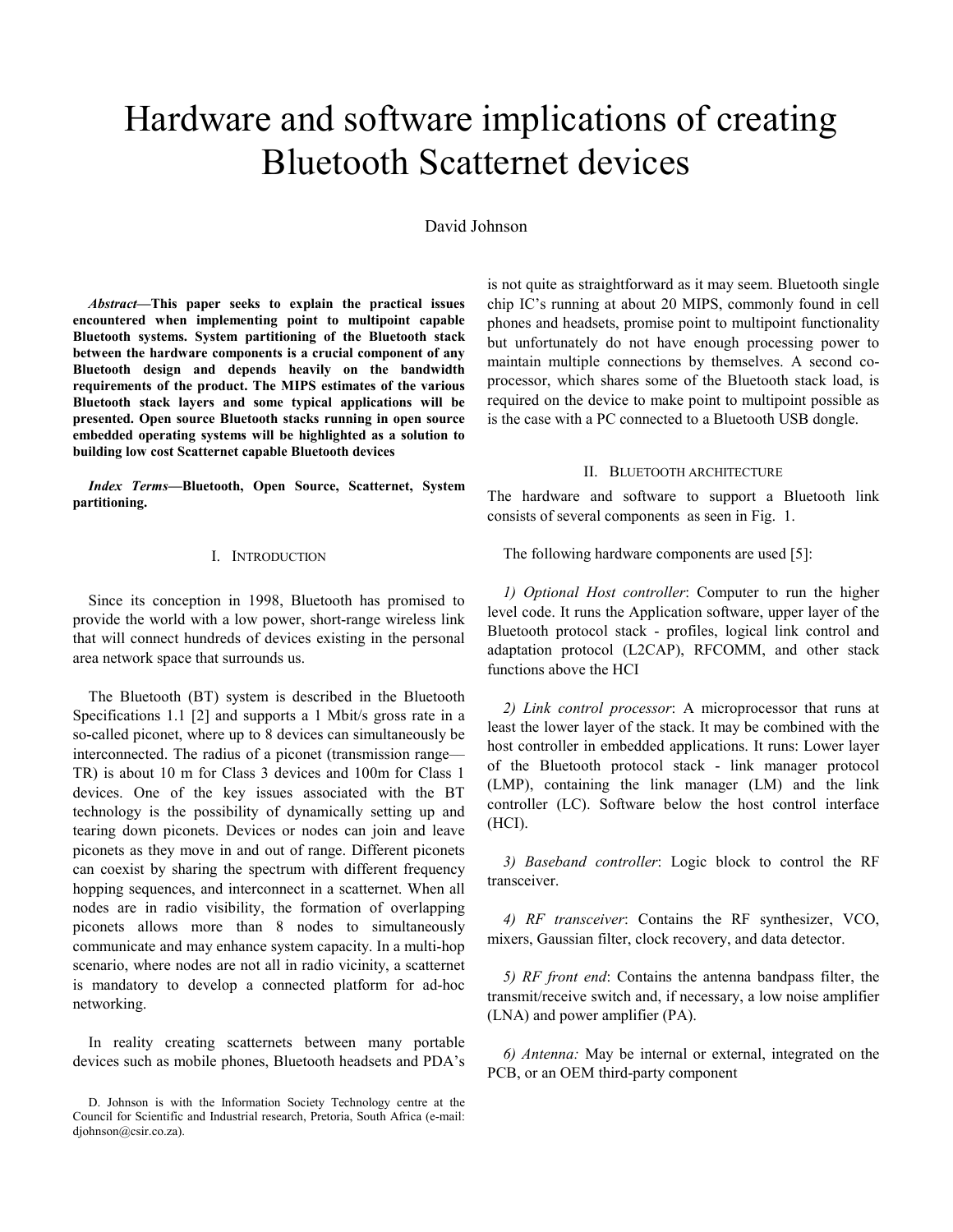# Hardware and software implications of creating Bluetooth Scatternet devices

David Johnson

***Abstract*—This paper seeks to explain the practical issues encountered when implementing point to multipoint capable Bluetooth systems. System partitioning of the Bluetooth stack between the hardware components is a crucial component of any Bluetooth design and depends heavily on the bandwidth requirements of the product. The MIPS estimates of the various Bluetooth stack layers and some typical applications will be presented. Open source Bluetooth stacks running in open source embedded operating systems will be highlighted as a solution to building low cost Scatternet capable Bluetooth devices**

***Index Terms*—Bluetooth, Open Source, Scatternet, System partitioning.**

## I. Introduction

Since its conception in 1998, Bluetooth has promised to provide the world with a low power, short-range wireless link that will connect hundreds of devices existing in the personal area network space that surrounds us.

The Bluetooth (BT) system is described in the Bluetooth Specifications 1.1 [2] and supports a 1 Mbit/s gross rate in a so-called piconet, where up to 8 devices can simultaneously be interconnected. The radius of a piconet (transmission range—TR) is about 10 m for Class 3 devices and 100m for Class 1 devices. One of the key issues associated with the BT technology is the possibility of dynamically setting up and tearing down piconets. Devices or nodes can join and leave piconets as they move in and out of range. Different piconets can coexist by sharing the spectrum with different frequency hopping sequences, and interconnect in a scatternet. When all nodes are in radio visibility, the formation of overlapping piconets allows more than 8 nodes to simultaneously communicate and may enhance system capacity. In a multi-hop scenario, where nodes are not all in radio vicinity, a scatternet is mandatory to develop a connected platform for ad-hoc networking.

In reality creating scatternets between many portable devices such as mobile phones, Bluetooth headsets and PDA's is not quite as straightforward as it may seem. Bluetooth single chip IC's running at about 20 MIPS, commonly found in cell phones and headsets, promise point to multipoint functionality but unfortunately do not have enough processing power to maintain multiple connections by themselves. A second co-processor, which shares some of the Bluetooth stack load, is required on the device to make point to multipoint possible as is the case with a PC connected to a Bluetooth USB dongle.

D. Johnson is with the Information Society Technology centre at the Council for Scientific and Industrial research, Pretoria, South Africa (e-mail: djohnson@csir.co.za).

## II. Bluetooth architecture

The hardware and software to support a Bluetooth link consists of several components as seen in Fig. 1.

The following hardware components are used [5]:

*1) Optional Host controller*: Computer to run the higher level code. It runs the Application software, upper layer of the Bluetooth protocol stack - profiles, logical link control and adaptation protocol (L2CAP), RFCOMM, and other stack functions above the HCI

*2) Link control processor*: A microprocessor that runs at least the lower layer of the stack. It may be combined with the host controller in embedded applications. It runs: Lower layer of the Bluetooth protocol stack - link manager protocol (LMP), containing the link manager (LM) and the link controller (LC). Software below the host control interface (HCI).

*3) Baseband controller*: Logic block to control the RF transceiver.

*4) RF transceiver*: Contains the RF synthesizer, VCO, mixers, Gaussian filter, clock recovery, and data detector.

*5) RF front end*: Contains the antenna bandpass filter, the transmit/receive switch and, if necessary, a low noise amplifier (LNA) and power amplifier (PA).

*6) Antenna:* May be internal or external, integrated on the PCB, or an OEM third-party component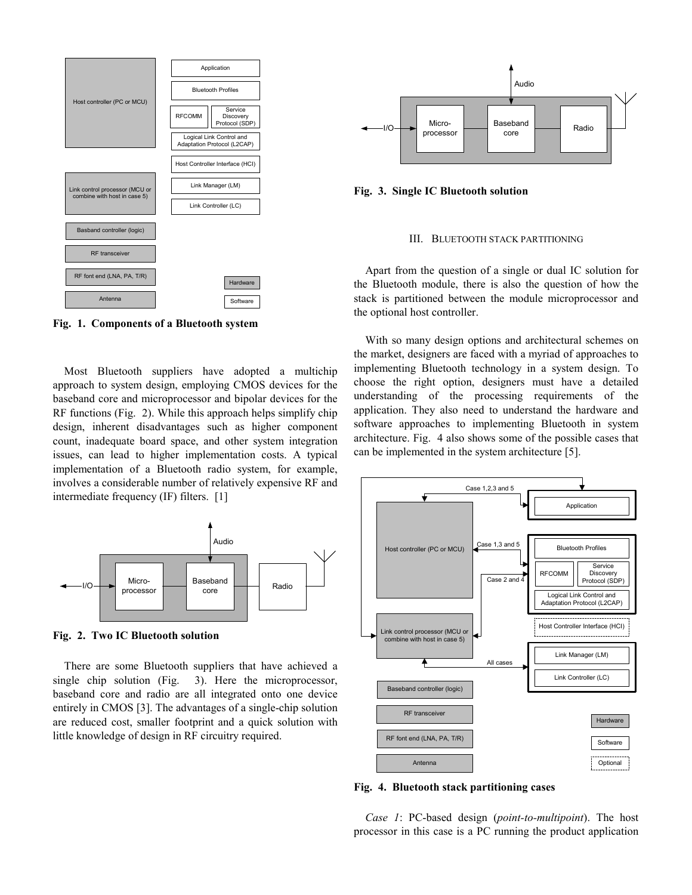Fig. 1. Components of a Bluetooth system

Most Bluetooth suppliers have adopted a multichip approach to system design, employing CMOS devices for the baseband core and microprocessor and bipolar devices for the RF functions (Fig. 2). While this approach helps simplify chip design, inherent disadvantages such as higher component count, inadequate board space, and other system integration issues, can lead to higher implementation costs. A typical implementation of a Bluetooth radio system, for example, involves a considerable number of relatively expensive RF and intermediate frequency (IF) filters. [1]

Fig. 2. Two IC Bluetooth solution

There are some Bluetooth suppliers that have achieved a single chip solution (Fig. 3). Here the microprocessor, baseband core and radio are all integrated onto one device entirely in CMOS [3]. The advantages of a single-chip solution are reduced cost, smaller footprint and a quick solution with little knowledge of design in RF circuitry required.

Fig. 3. Single IC Bluetooth solution

## III. Bluetooth stack partitioning

Apart from the question of a single or dual IC solution for the Bluetooth module, there is also the question of how the stack is partitioned between the module microprocessor and the optional host controller.

With so many design options and architectural schemes on the market, designers are faced with a myriad of approaches to implementing Bluetooth technology in a system design. To choose the right option, designers must have a detailed understanding of the processing requirements of the application. They also need to understand the hardware and software approaches to implementing Bluetooth in system architecture. Fig. 4 also shows some of the possible cases that can be implemented in the system architecture [5].

Fig. 4. Bluetooth stack partitioning cases

*Case 1*: PC-based design (*point-to-multipoint*). The host processor in this case is a PC running the product application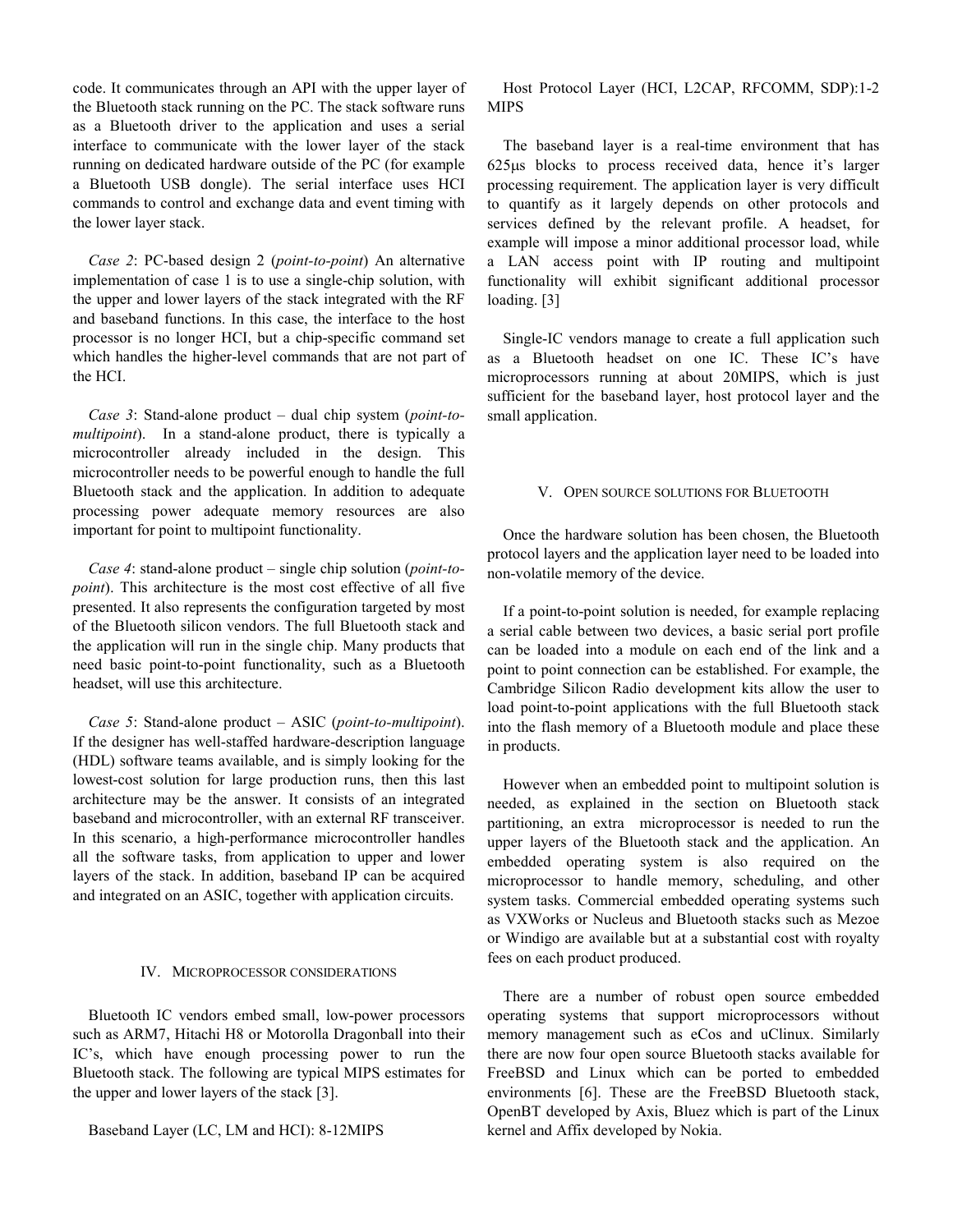code. It communicates through an API with the upper layer of the Bluetooth stack running on the PC. The stack software runs as a Bluetooth driver to the application and uses a serial interface to communicate with the lower layer of the stack running on dedicated hardware outside of the PC (for example a Bluetooth USB dongle). The serial interface uses HCI commands to control and exchange data and event timing with the lower layer stack.

*Case 2*: PC-based design 2 (*point-to-point*) An alternative implementation of case 1 is to use a single-chip solution, with the upper and lower layers of the stack integrated with the RF and baseband functions. In this case, the interface to the host processor is no longer HCI, but a chip-specific command set which handles the higher-level commands that are not part of the HCI.

*Case 3*: Stand-alone product – dual chip system (*point-to-multipoint*). In a stand-alone product, there is typically a microcontroller already included in the design. This microcontroller needs to be powerful enough to handle the full Bluetooth stack and the application. In addition to adequate processing power adequate memory resources are also important for point to multipoint functionality.

*Case 4*: stand-alone product – single chip solution (*point-to-point*). This architecture is the most cost effective of all five presented. It also represents the configuration targeted by most of the Bluetooth silicon vendors. The full Bluetooth stack and the application will run in the single chip. Many products that need basic point-to-point functionality, such as a Bluetooth headset, will use this architecture.

*Case 5*: Stand-alone product – ASIC (*point-to-multipoint*). If the designer has well-staffed hardware-description language (HDL) software teams available, and is simply looking for the lowest-cost solution for large production runs, then this last architecture may be the answer. It consists of an integrated baseband and microcontroller, with an external RF transceiver. In this scenario, a high-performance microcontroller handles all the software tasks, from application to upper and lower layers of the stack. In addition, baseband IP can be acquired and integrated on an ASIC, together with application circuits.

## IV. Microprocessor considerations

Bluetooth IC vendors embed small, low-power processors such as ARM7, Hitachi H8 or Motorolla Dragonball into their IC's, which have enough processing power to run the Bluetooth stack. The following are typical MIPS estimates for the upper and lower layers of the stack [3].

Baseband Layer (LC, LM and HCI): 8-12MIPS

Host Protocol Layer (HCI, L2CAP, RFCOMM, SDP):1-2 MIPS

The baseband layer is a real-time environment that has 625µs blocks to process received data, hence it's larger processing requirement. The application layer is very difficult to quantify as it largely depends on other protocols and services defined by the relevant profile. A headset, for example will impose a minor additional processor load, while a LAN access point with IP routing and multipoint functionality will exhibit significant additional processor loading. [3]

Single-IC vendors manage to create a full application such as a Bluetooth headset on one IC. These IC's have microprocessors running at about 20MIPS, which is just sufficient for the baseband layer, host protocol layer and the small application.

## V. Open source solutions for Bluetooth

Once the hardware solution has been chosen, the Bluetooth protocol layers and the application layer need to be loaded into non-volatile memory of the device.

If a point-to-point solution is needed, for example replacing a serial cable between two devices, a basic serial port profile can be loaded into a module on each end of the link and a point to point connection can be established. For example, the Cambridge Silicon Radio development kits allow the user to load point-to-point applications with the full Bluetooth stack into the flash memory of a Bluetooth module and place these in products.

However when an embedded point to multipoint solution is needed, as explained in the section on Bluetooth stack partitioning, an extra microprocessor is needed to run the upper layers of the Bluetooth stack and the application. An embedded operating system is also required on the microprocessor to handle memory, scheduling, and other system tasks. Commercial embedded operating systems such as VXWorks or Nucleus and Bluetooth stacks such as Mezoe or Windigo are available but at a substantial cost with royalty fees on each product produced.

There are a number of robust open source embedded operating systems that support microprocessors without memory management such as eCos and uClinux. Similarly there are now four open source Bluetooth stacks available for FreeBSD and Linux which can be ported to embedded environments [6]. These are the FreeBSD Bluetooth stack, OpenBT developed by Axis, Bluez which is part of the Linux kernel and Affix developed by Nokia.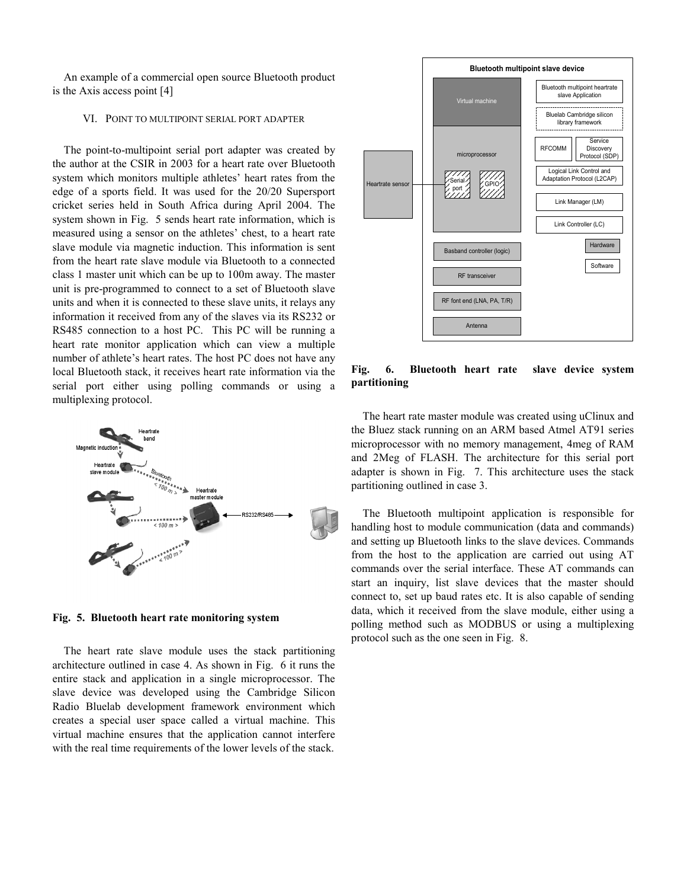An example of a commercial open source Bluetooth product is the Axis access point [4]

## VI. Point to multipoint serial port adapter

The point-to-multipoint serial port adapter was created by the author at the CSIR in 2003 for a heart rate over Bluetooth system which monitors multiple athletes' heart rates from the edge of a sports field. It was used for the 20/20 Supersport cricket series held in South Africa during April 2004. The system shown in Fig. 5 sends heart rate information, which is measured using a sensor on the athletes' chest, to a heart rate slave module via magnetic induction. This information is sent from the heart rate slave module via Bluetooth to a connected class 1 master unit which can be up to 100m away. The master unit is pre-programmed to connect to a set of Bluetooth slave units and when it is connected to these slave units, it relays any information it received from any of the slaves via its RS232 or RS485 connection to a host PC. This PC will be running a heart rate monitor application which can view a multiple number of athlete's heart rates. The host PC does not have any local Bluetooth stack, it receives heart rate information via the serial port either using polling commands or using a multiplexing protocol.

**Fig. 5. Bluetooth heart rate monitoring system**

The heart rate slave module uses the stack partitioning architecture outlined in case 4. As shown in Fig. 6 it runs the entire stack and application in a single microprocessor. The slave device was developed using the Cambridge Silicon Radio Bluelab development framework environment which creates a special user space called a virtual machine. This virtual machine ensures that the application cannot interfere with the real time requirements of the lower levels of the stack.

**Fig. 6. Bluetooth heart rate slave device system partitioning**

The heart rate master module was created using uClinux and the Bluez stack running on an ARM based Atmel AT91 series microprocessor with no memory management, 4meg of RAM and 2Meg of FLASH. The architecture for this serial port adapter is shown in Fig. 7. This architecture uses the stack partitioning outlined in case 3.

The Bluetooth multipoint application is responsible for handling host to module communication (data and commands) and setting up Bluetooth links to the slave devices. Commands from the host to the application are carried out using AT commands over the serial interface. These AT commands can start an inquiry, list slave devices that the master should connect to, set up baud rates etc. It is also capable of sending data, which it received from the slave module, either using a polling method such as MODBUS or using a multiplexing protocol such as the one seen in Fig. 8.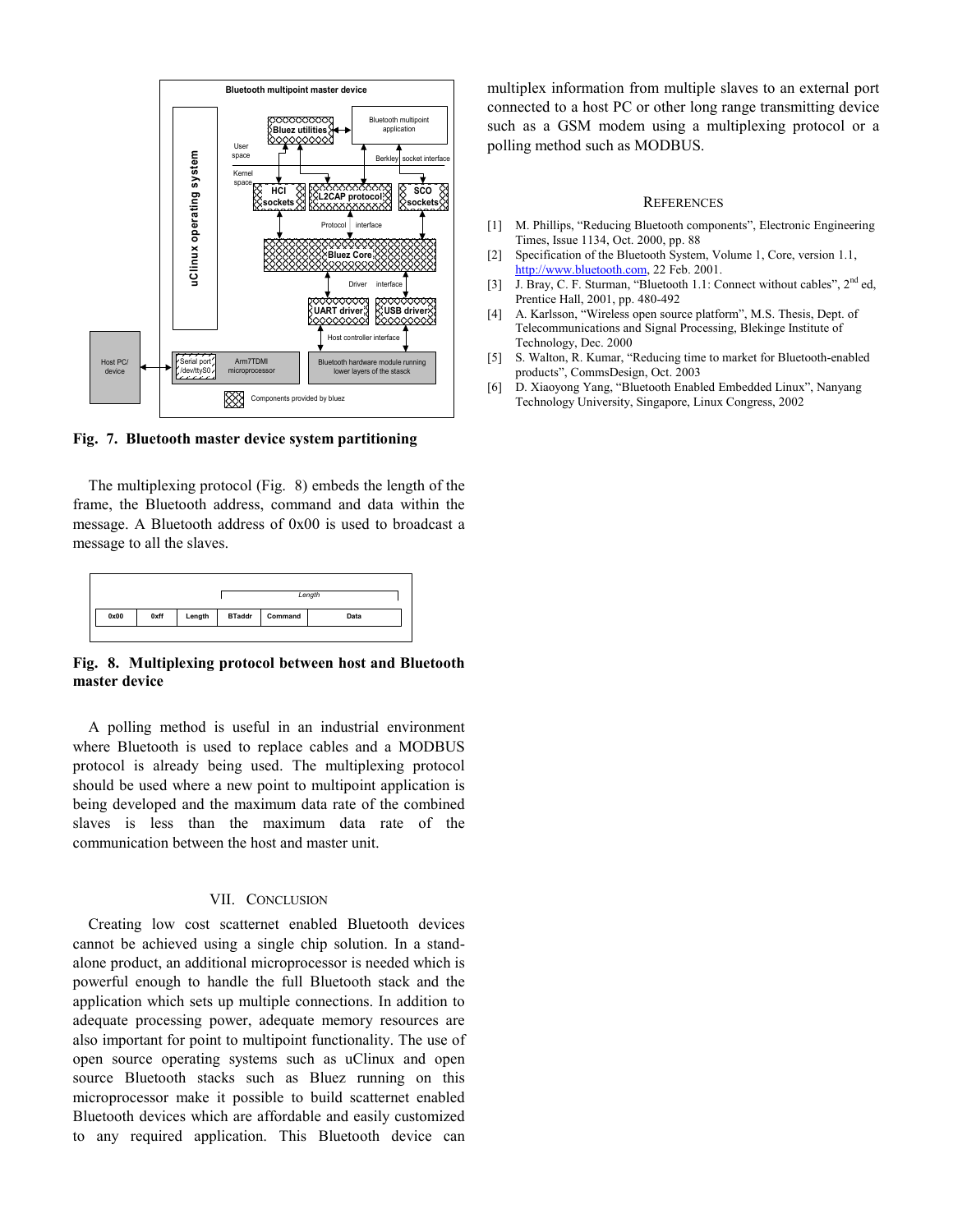Bluetooth multipoint master device

uClinux operating system

Bluez utilities

Bluetooth multipoint application

User space

Kernel space

Berkley socket interface

HCI sockets

L2CAP protocol

SCO sockets

Protocol interface

Bluez Core

Driver interface

UART driver

USB driver

Host controller interface

Host PC/ device

Serial port /dev/ttyS0

Arm7TDMI microprocessor

Bluetooth hardware module running lower layers of the stasck

Components provided by bluez

**Fig. 7. Bluetooth master device system partitioning**

The multiplexing protocol (Fig. 8) embeds the length of the frame, the Bluetooth address, command and data within the message. A Bluetooth address of 0x00 is used to broadcast a message to all the slaves.

Length

0x00

0xff

Length

BTaddr

Command

Data

**Fig. 8. Multiplexing protocol between host and Bluetooth master device**

A polling method is useful in an industrial environment where Bluetooth is used to replace cables and a MODBUS protocol is already being used. The multiplexing protocol should be used where a new point to multipoint application is being developed and the maximum data rate of the combined slaves is less than the maximum data rate of the communication between the host and master unit.

## VII. Conclusion

Creating low cost scatternet enabled Bluetooth devices cannot be achieved using a single chip solution. In a stand-alone product, an additional microprocessor is needed which is powerful enough to handle the full Bluetooth stack and the application which sets up multiple connections. In addition to adequate processing power, adequate memory resources are also important for point to multipoint functionality. The use of open source operating systems such as uClinux and open source Bluetooth stacks such as Bluez running on this microprocessor make it possible to build scatternet enabled Bluetooth devices which are affordable and easily customized to any required application. This Bluetooth device can multiplex information from multiple slaves to an external port connected to a host PC or other long range transmitting device such as a GSM modem using a multiplexing protocol or a polling method such as MODBUS.

## References

[1] M. Phillips, "Reducing Bluetooth components", Electronic Engineering Times, Issue 1134, Oct. 2000, pp. 88

[2] Specification of the Bluetooth System, Volume 1, Core, version 1.1, http://www.bluetooth.com, 22 Feb. 2001.

[3] J. Bray, C. F. Sturman, "Bluetooth 1.1: Connect without cables", 2nd ed, Prentice Hall, 2001, pp. 480-492

[4] A. Karlsson, "Wireless open source platform", M.S. Thesis, Dept. of Telecommunications and Signal Processing, Blekinge Institute of Technology, Dec. 2000

[5] S. Walton, R. Kumar, "Reducing time to market for Bluetooth-enabled products", CommsDesign, Oct. 2003

[6] D. Xiaoyong Yang, "Bluetooth Enabled Embedded Linux", Nanyang Technology University, Singapore, Linux Congress, 2002